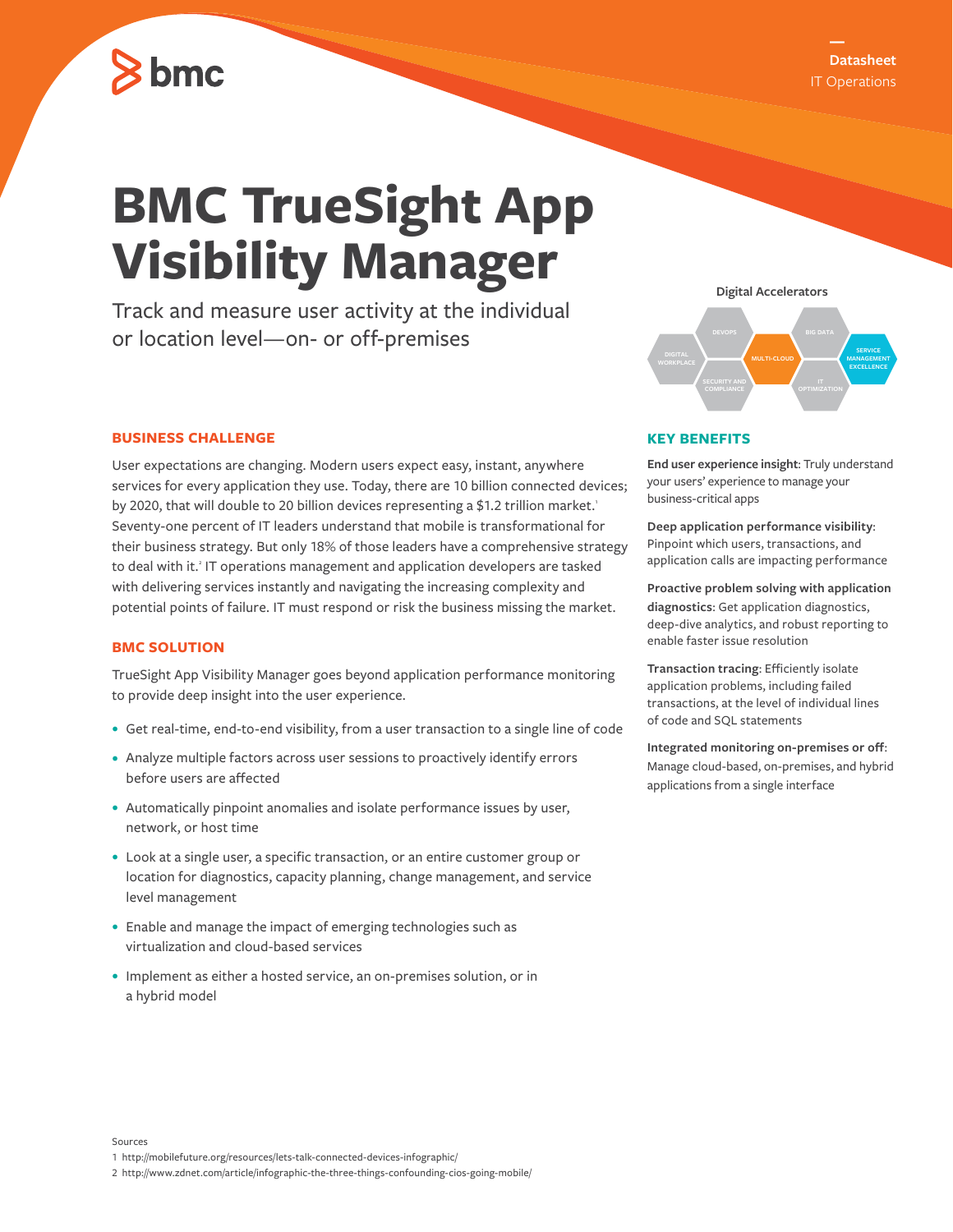Datasheet
IT Operations

# BMC TrueSight App Visibility Manager

Track and measure user activity at the individual or location level—on- or off-premises

Digital Accelerators

DIGITAL WORKPLACE · DEVOPS · SECURITY AND COMPLIANCE · MULTI-CLOUD · BIG DATA · IT OPTIMIZATION · SERVICE MANAGEMENT EXCELLENCE

## BUSINESS CHALLENGE

User expectations are changing. Modern users expect easy, instant, anywhere services for every application they use. Today, there are 10 billion connected devices; by 2020, that will double to 20 billion devices representing a $1.2 trillion market.[1] Seventy-one percent of IT leaders understand that mobile is transformational for their business strategy. But only 18% of those leaders have a comprehensive strategy to deal with it.[2] IT operations management and application developers are tasked with delivering services instantly and navigating the increasing complexity and potential points of failure. IT must respond or risk the business missing the market.

## BMC SOLUTION

TrueSight App Visibility Manager goes beyond application performance monitoring to provide deep insight into the user experience.

- Get real-time, end-to-end visibility, from a user transaction to a single line of code
- Analyze multiple factors across user sessions to proactively identify errors before users are affected
- Automatically pinpoint anomalies and isolate performance issues by user, network, or host time
- Look at a single user, a specific transaction, or an entire customer group or location for diagnostics, capacity planning, change management, and service level management
- Enable and manage the impact of emerging technologies such as virtualization and cloud-based services
- Implement as either a hosted service, an on-premises solution, or in a hybrid model

## KEY BENEFITS

**End user experience insight**: Truly understand your users' experience to manage your business-critical apps

**Deep application performance visibility**: Pinpoint which users, transactions, and application calls are impacting performance

**Proactive problem solving with application diagnostics**: Get application diagnostics, deep-dive analytics, and robust reporting to enable faster issue resolution

**Transaction tracing**: Efficiently isolate application problems, including failed transactions, at the level of individual lines of code and SQL statements

**Integrated monitoring on-premises or off**: Manage cloud-based, on-premises, and hybrid applications from a single interface

Sources

1 http://mobilefuture.org/resources/lets-talk-connected-devices-infographic/

2 http://www.zdnet.com/article/infographic-the-three-things-confounding-cios-going-mobile/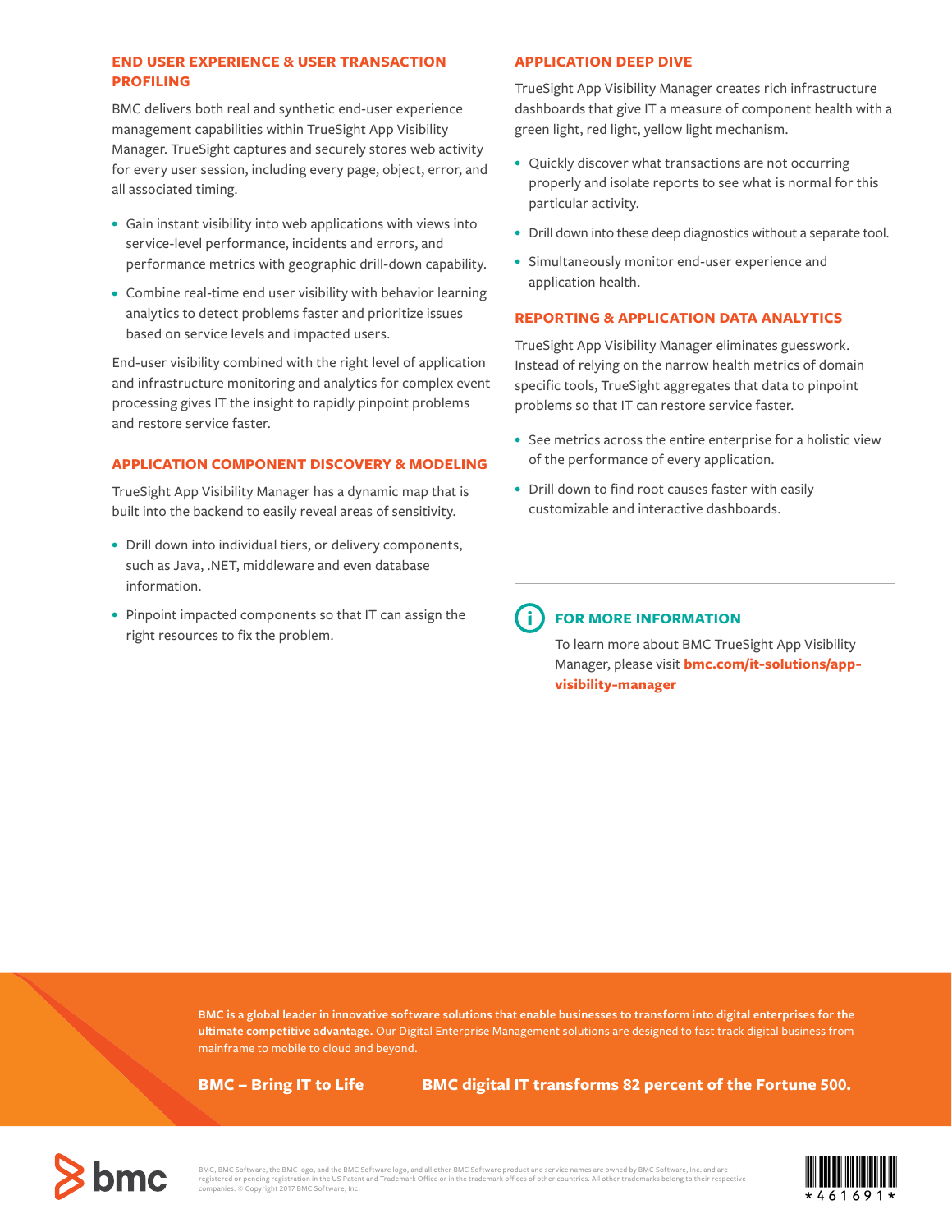## END USER EXPERIENCE & USER TRANSACTION PROFILING

BMC delivers both real and synthetic end-user experience management capabilities within TrueSight App Visibility Manager. TrueSight captures and securely stores web activity for every user session, including every page, object, error, and all associated timing.

- Gain instant visibility into web applications with views into service-level performance, incidents and errors, and performance metrics with geographic drill-down capability.
- Combine real-time end user visibility with behavior learning analytics to detect problems faster and prioritize issues based on service levels and impacted users.

End-user visibility combined with the right level of application and infrastructure monitoring and analytics for complex event processing gives IT the insight to rapidly pinpoint problems and restore service faster.

## APPLICATION COMPONENT DISCOVERY & MODELING

TrueSight App Visibility Manager has a dynamic map that is built into the backend to easily reveal areas of sensitivity.

- Drill down into individual tiers, or delivery components, such as Java, .NET, middleware and even database information.
- Pinpoint impacted components so that IT can assign the right resources to fix the problem.

## APPLICATION DEEP DIVE

TrueSight App Visibility Manager creates rich infrastructure dashboards that give IT a measure of component health with a green light, red light, yellow light mechanism.

- Quickly discover what transactions are not occurring properly and isolate reports to see what is normal for this particular activity.
- Drill down into these deep diagnostics without a separate tool.
- Simultaneously monitor end-user experience and application health.

## REPORTING & APPLICATION DATA ANALYTICS

TrueSight App Visibility Manager eliminates guesswork. Instead of relying on the narrow health metrics of domain specific tools, TrueSight aggregates that data to pinpoint problems so that IT can restore service faster.

- See metrics across the entire enterprise for a holistic view of the performance of every application.
- Drill down to find root causes faster with easily customizable and interactive dashboards.

### FOR MORE INFORMATION

To learn more about BMC TrueSight App Visibility Manager, please visit **bmc.com/it-solutions/app-visibility-manager**

**BMC is a global leader in innovative software solutions that enable businesses to transform into digital enterprises for the ultimate competitive advantage.** Our Digital Enterprise Management solutions are designed to fast track digital business from mainframe to mobile to cloud and beyond.

**BMC – Bring IT to Life** **BMC digital IT transforms 82 percent of the Fortune 500.**

BMC, BMC Software, the BMC logo, and the BMC Software logo, and all other BMC Software product and service names are owned by BMC Software, Inc. and are registered or pending registration in the US Patent and Trademark Office or in the trademark offices of other countries. All other trademarks belong to their respective companies. © Copyright 2017 BMC Software, Inc.

*461691*